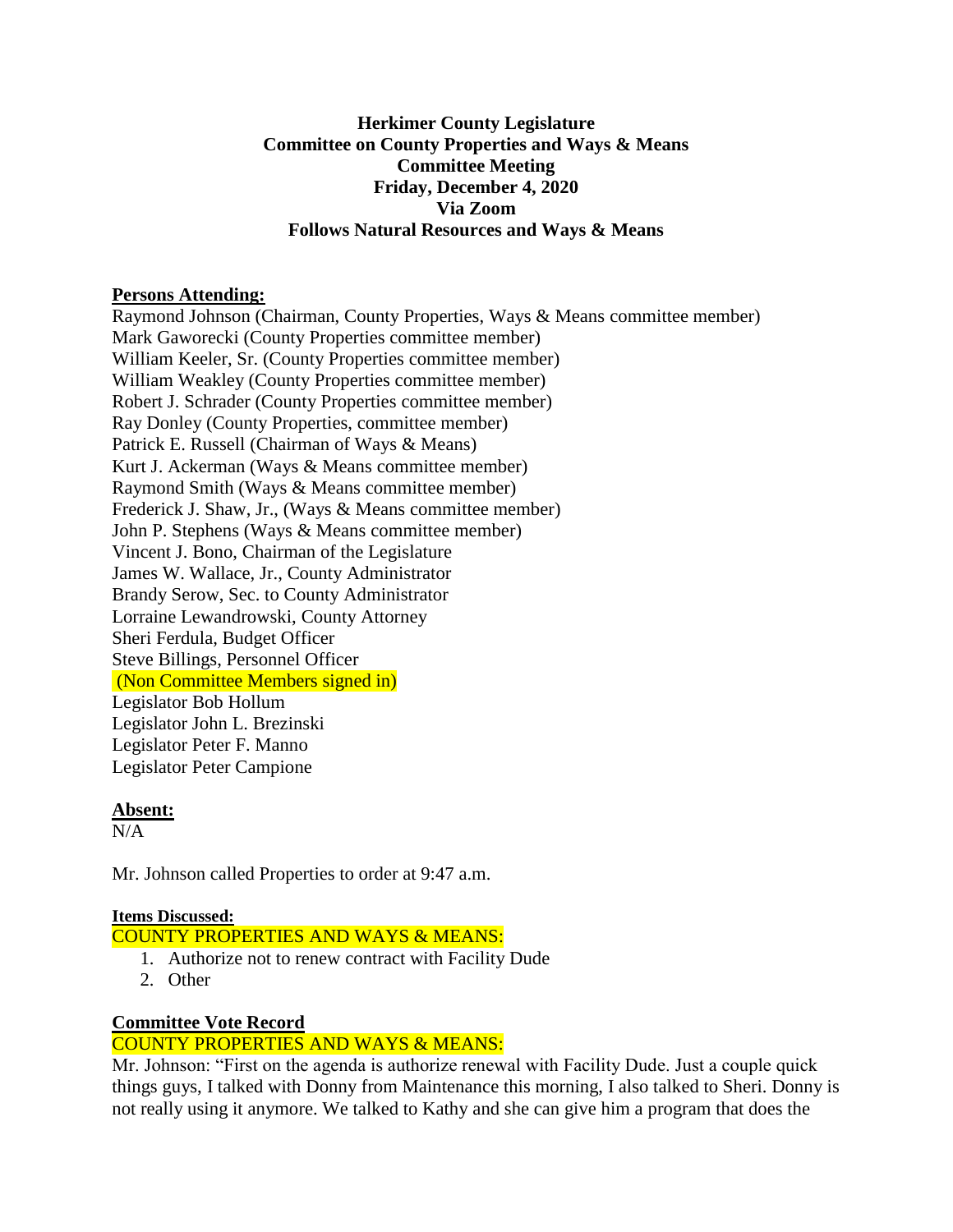**Herkimer County Legislature**
**Committee on County Properties and Ways & Means**
**Committee Meeting**
**Friday, December 4, 2020**
**Via Zoom**
**Follows Natural Resources and Ways & Means**

**Persons Attending:**

Raymond Johnson (Chairman, County Properties, Ways & Means committee member)
Mark Gaworecki (County Properties committee member)
William Keeler, Sr. (County Properties committee member)
William Weakley (County Properties committee member)
Robert J. Schrader (County Properties committee member)
Ray Donley (County Properties, committee member)
Patrick E. Russell (Chairman of Ways & Means)
Kurt J. Ackerman (Ways & Means committee member)
Raymond Smith (Ways & Means committee member)
Frederick J. Shaw, Jr., (Ways & Means committee member)
John P. Stephens (Ways & Means committee member)
Vincent J. Bono, Chairman of the Legislature
James W. Wallace, Jr., County Administrator
Brandy Serow, Sec. to County Administrator
Lorraine Lewandrowski, County Attorney
Sheri Ferdula, Budget Officer
Steve Billings, Personnel Officer
(Non Committee Members signed in)
Legislator Bob Hollum
Legislator John L. Brezinski
Legislator Peter F. Manno
Legislator Peter Campione

**Absent:**

N/A

Mr. Johnson called Properties to order at 9:47 a.m.

**Items Discussed:**

COUNTY PROPERTIES AND WAYS & MEANS:

1. Authorize not to renew contract with Facility Dude
2. Other

**Committee Vote Record**

COUNTY PROPERTIES AND WAYS & MEANS:

Mr. Johnson: "First on the agenda is authorize renewal with Facility Dude. Just a couple quick things guys, I talked with Donny from Maintenance this morning, I also talked to Sheri. Donny is not really using it anymore. We talked to Kathy and she can give him a program that does the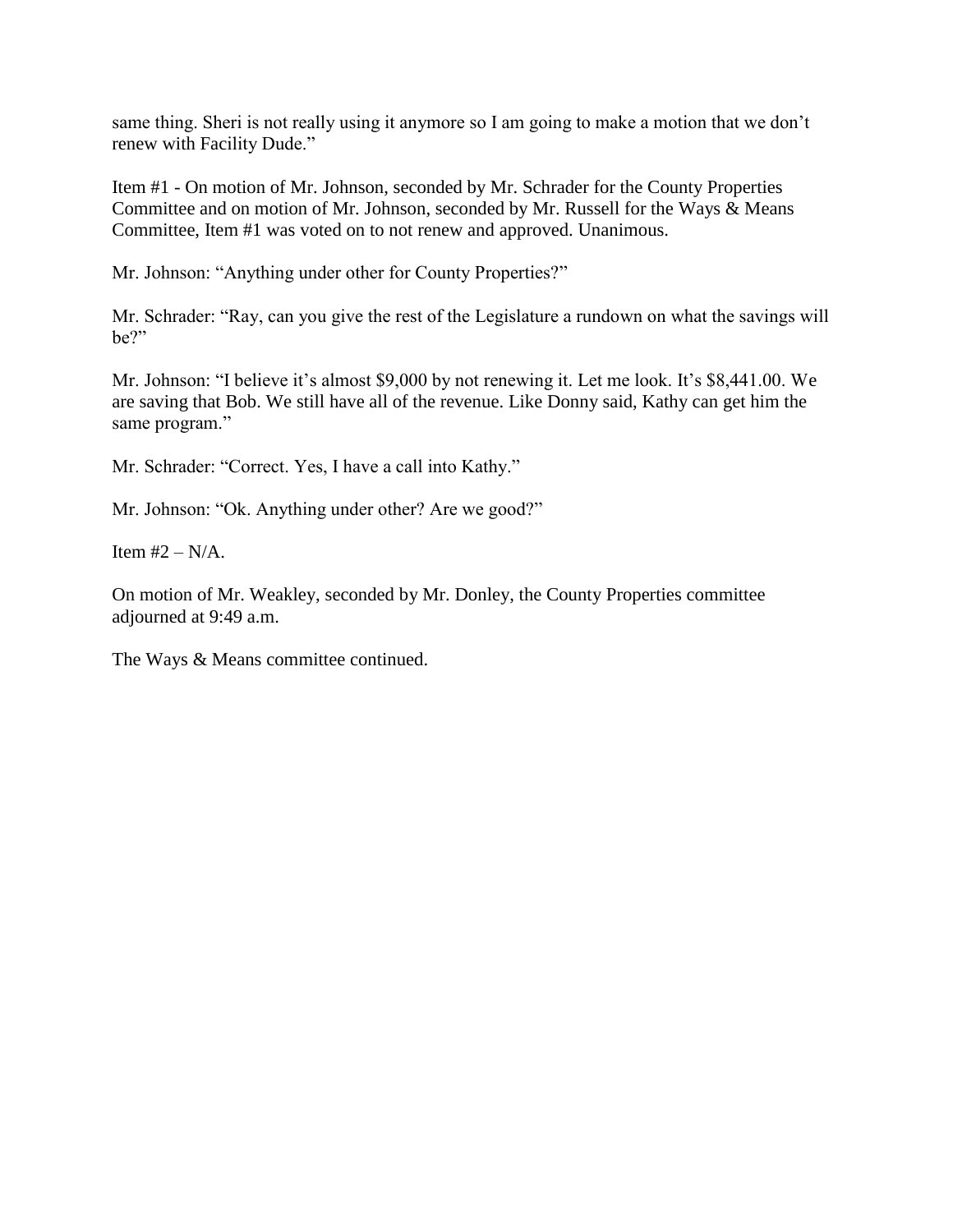same thing. Sheri is not really using it anymore so I am going to make a motion that we don't renew with Facility Dude."

Item #1 - On motion of Mr. Johnson, seconded by Mr. Schrader for the County Properties Committee and on motion of Mr. Johnson, seconded by Mr. Russell for the Ways & Means Committee, Item #1 was voted on to not renew and approved. Unanimous.

Mr. Johnson: "Anything under other for County Properties?"

Mr. Schrader: "Ray, can you give the rest of the Legislature a rundown on what the savings will be?"

Mr. Johnson: "I believe it's almost $9,000 by not renewing it. Let me look. It's $8,441.00. We are saving that Bob. We still have all of the revenue. Like Donny said, Kathy can get him the same program."

Mr. Schrader: "Correct. Yes, I have a call into Kathy."

Mr. Johnson: "Ok. Anything under other? Are we good?"

Item #2 – N/A.

On motion of Mr. Weakley, seconded by Mr. Donley, the County Properties committee adjourned at 9:49 a.m.

The Ways & Means committee continued.